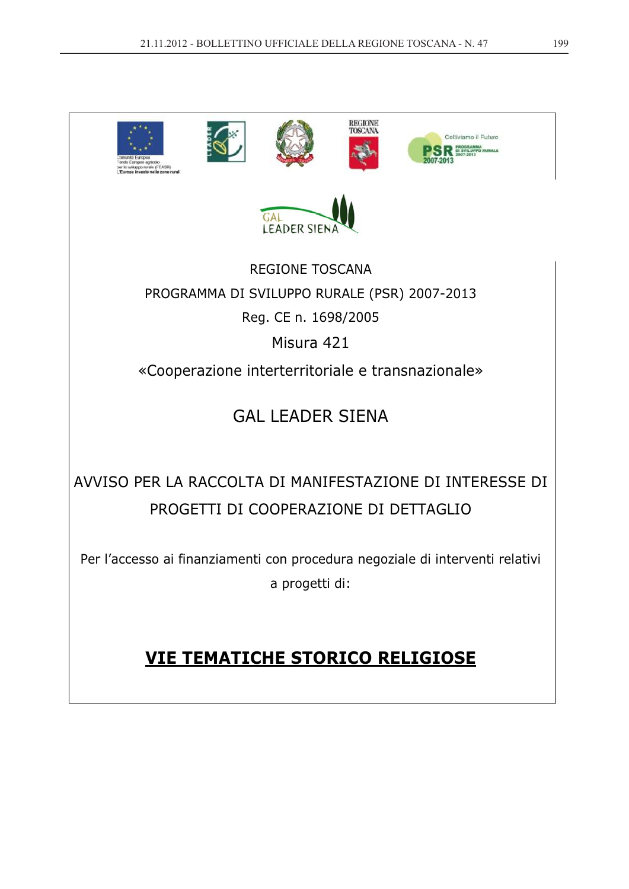GAL LEADER SIENA

REGIONE TOSCANA

PROGRAMMA DI SVILUPPO RURALE (PSR) 2007-2013

Reg. CE n. 1698/2005

Misura 421

«Cooperazione interterritoriale e transnazionale»

GAL LEADER SIENA

AVVISO PER LA RACCOLTA DI MANIFESTAZIONE DI INTERESSE DI PROGETTI DI COOPERAZIONE DI DETTAGLIO

Per l’accesso ai finanziamenti con procedura negoziale di interventi relativi a progetti di:

**VIE TEMATICHE STORICO RELIGIOSE**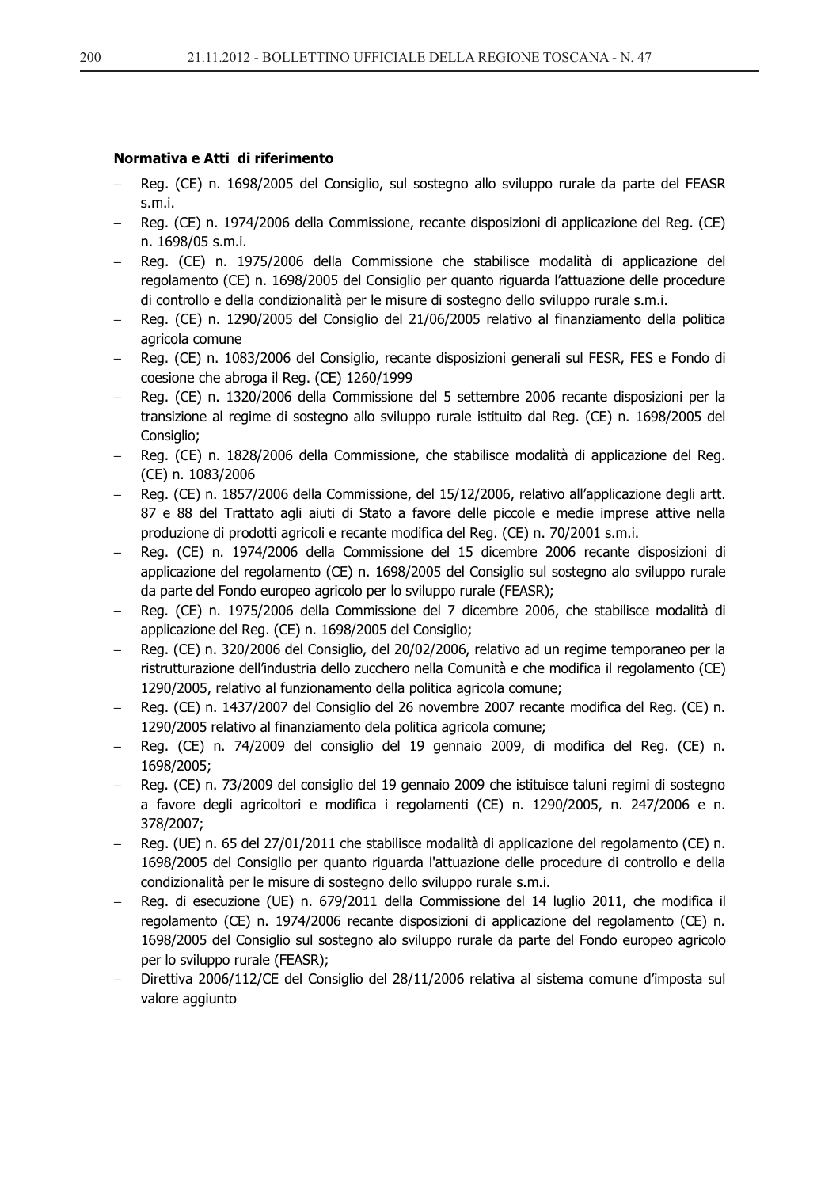**Normativa e Atti di riferimento**

- Reg. (CE) n. 1698/2005 del Consiglio, sul sostegno allo sviluppo rurale da parte del FEASR s.m.i.
- Reg. (CE) n. 1974/2006 della Commissione, recante disposizioni di applicazione del Reg. (CE) n. 1698/05 s.m.i.
- Reg. (CE) n. 1975/2006 della Commissione che stabilisce modalità di applicazione del regolamento (CE) n. 1698/2005 del Consiglio per quanto riguarda l'attuazione delle procedure di controllo e della condizionalità per le misure di sostegno dello sviluppo rurale s.m.i.
- Reg. (CE) n. 1290/2005 del Consiglio del 21/06/2005 relativo al finanziamento della politica agricola comune
- Reg. (CE) n. 1083/2006 del Consiglio, recante disposizioni generali sul FESR, FES e Fondo di coesione che abroga il Reg. (CE) 1260/1999
- Reg. (CE) n. 1320/2006 della Commissione del 5 settembre 2006 recante disposizioni per la transizione al regime di sostegno allo sviluppo rurale istituito dal Reg. (CE) n. 1698/2005 del Consiglio;
- Reg. (CE) n. 1828/2006 della Commissione, che stabilisce modalità di applicazione del Reg. (CE) n. 1083/2006
- Reg. (CE) n. 1857/2006 della Commissione, del 15/12/2006, relativo all'applicazione degli artt. 87 e 88 del Trattato agli aiuti di Stato a favore delle piccole e medie imprese attive nella produzione di prodotti agricoli e recante modifica del Reg. (CE) n. 70/2001 s.m.i.
- Reg. (CE) n. 1974/2006 della Commissione del 15 dicembre 2006 recante disposizioni di applicazione del regolamento (CE) n. 1698/2005 del Consiglio sul sostegno alo sviluppo rurale da parte del Fondo europeo agricolo per lo sviluppo rurale (FEASR);
- Reg. (CE) n. 1975/2006 della Commissione del 7 dicembre 2006, che stabilisce modalità di applicazione del Reg. (CE) n. 1698/2005 del Consiglio;
- Reg. (CE) n. 320/2006 del Consiglio, del 20/02/2006, relativo ad un regime temporaneo per la ristrutturazione dell'industria dello zucchero nella Comunità e che modifica il regolamento (CE) 1290/2005, relativo al funzionamento della politica agricola comune;
- Reg. (CE) n. 1437/2007 del Consiglio del 26 novembre 2007 recante modifica del Reg. (CE) n. 1290/2005 relativo al finanziamento dela politica agricola comune;
- Reg. (CE) n. 74/2009 del consiglio del 19 gennaio 2009, di modifica del Reg. (CE) n. 1698/2005;
- Reg. (CE) n. 73/2009 del consiglio del 19 gennaio 2009 che istituisce taluni regimi di sostegno a favore degli agricoltori e modifica i regolamenti (CE) n. 1290/2005, n. 247/2006 e n. 378/2007;
- Reg. (UE) n. 65 del 27/01/2011 che stabilisce modalità di applicazione del regolamento (CE) n. 1698/2005 del Consiglio per quanto riguarda l'attuazione delle procedure di controllo e della condizionalità per le misure di sostegno dello sviluppo rurale s.m.i.
- Reg. di esecuzione (UE) n. 679/2011 della Commissione del 14 luglio 2011, che modifica il regolamento (CE) n. 1974/2006 recante disposizioni di applicazione del regolamento (CE) n. 1698/2005 del Consiglio sul sostegno alo sviluppo rurale da parte del Fondo europeo agricolo per lo sviluppo rurale (FEASR);
- Direttiva 2006/112/CE del Consiglio del 28/11/2006 relativa al sistema comune d'imposta sul valore aggiunto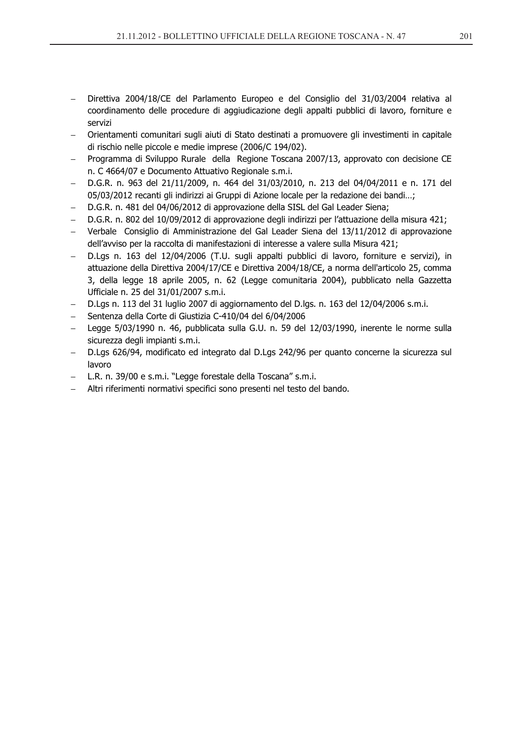- Direttiva 2004/18/CE del Parlamento Europeo e del Consiglio del 31/03/2004 relativa al coordinamento delle procedure di aggiudicazione degli appalti pubblici di lavoro, forniture e servizi
- Orientamenti comunitari sugli aiuti di Stato destinati a promuovere gli investimenti in capitale di rischio nelle piccole e medie imprese (2006/C 194/02).
- Programma di Sviluppo Rurale della Regione Toscana 2007/13, approvato con decisione CE n. C 4664/07 e Documento Attuativo Regionale s.m.i.
- D.G.R. n. 963 del 21/11/2009, n. 464 del 31/03/2010, n. 213 del 04/04/2011 e n. 171 del 05/03/2012 recanti gli indirizzi ai Gruppi di Azione locale per la redazione dei bandi…;
- D.G.R. n. 481 del 04/06/2012 di approvazione della SISL del Gal Leader Siena;
- D.G.R. n. 802 del 10/09/2012 di approvazione degli indirizzi per l'attuazione della misura 421;
- Verbale Consiglio di Amministrazione del Gal Leader Siena del 13/11/2012 di approvazione dell'avviso per la raccolta di manifestazioni di interesse a valere sulla Misura 421;
- D.Lgs n. 163 del 12/04/2006 (T.U. sugli appalti pubblici di lavoro, forniture e servizi), in attuazione della Direttiva 2004/17/CE e Direttiva 2004/18/CE, a norma dell'articolo 25, comma 3, della legge 18 aprile 2005, n. 62 (Legge comunitaria 2004), pubblicato nella Gazzetta Ufficiale n. 25 del 31/01/2007 s.m.i.
- D.Lgs n. 113 del 31 luglio 2007 di aggiornamento del D.lgs. n. 163 del 12/04/2006 s.m.i.
- Sentenza della Corte di Giustizia C-410/04 del 6/04/2006
- Legge 5/03/1990 n. 46, pubblicata sulla G.U. n. 59 del 12/03/1990, inerente le norme sulla sicurezza degli impianti s.m.i.
- D.Lgs 626/94, modificato ed integrato dal D.Lgs 242/96 per quanto concerne la sicurezza sul lavoro
- L.R. n. 39/00 e s.m.i. "Legge forestale della Toscana" s.m.i.
- Altri riferimenti normativi specifici sono presenti nel testo del bando.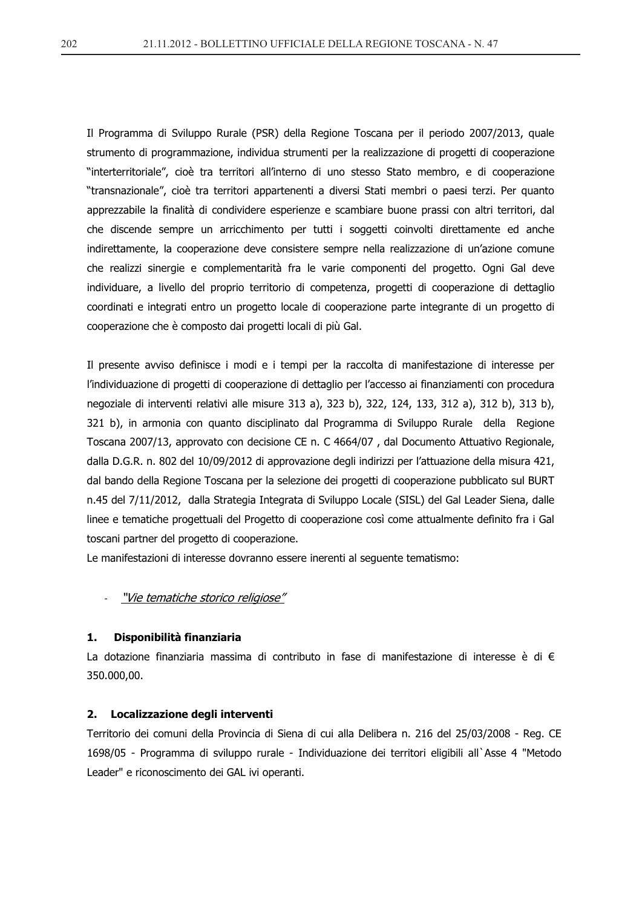Il Programma di Sviluppo Rurale (PSR) della Regione Toscana per il periodo 2007/2013, quale strumento di programmazione, individua strumenti per la realizzazione di progetti di cooperazione "interterritoriale", cioè tra territori all'interno di uno stesso Stato membro, e di cooperazione "transnazionale", cioè tra territori appartenenti a diversi Stati membri o paesi terzi. Per quanto apprezzabile la finalità di condividere esperienze e scambiare buone prassi con altri territori, dal che discende sempre un arricchimento per tutti i soggetti coinvolti direttamente ed anche indirettamente, la cooperazione deve consistere sempre nella realizzazione di un'azione comune che realizzi sinergie e complementarità fra le varie componenti del progetto. Ogni Gal deve individuare, a livello del proprio territorio di competenza, progetti di cooperazione di dettaglio coordinati e integrati entro un progetto locale di cooperazione parte integrante di un progetto di cooperazione che è composto dai progetti locali di più Gal.

Il presente avviso definisce i modi e i tempi per la raccolta di manifestazione di interesse per l'individuazione di progetti di cooperazione di dettaglio per l'accesso ai finanziamenti con procedura negoziale di interventi relativi alle misure 313 a), 323 b), 322, 124, 133, 312 a), 312 b), 313 b), 321 b), in armonia con quanto disciplinato dal Programma di Sviluppo Rurale della Regione Toscana 2007/13, approvato con decisione CE n. C 4664/07 , dal Documento Attuativo Regionale, dalla D.G.R. n. 802 del 10/09/2012 di approvazione degli indirizzi per l'attuazione della misura 421, dal bando della Regione Toscana per la selezione dei progetti di cooperazione pubblicato sul BURT n.45 del 7/11/2012, dalla Strategia Integrata di Sviluppo Locale (SISL) del Gal Leader Siena, dalle linee e tematiche progettuali del Progetto di cooperazione così come attualmente definito fra i Gal toscani partner del progetto di cooperazione.

Le manifestazioni di interesse dovranno essere inerenti al seguente tematismo:

- *"Vie tematiche storico religiose"*

**1. Disponibilità finanziaria**

La dotazione finanziaria massima di contributo in fase di manifestazione di interesse è di € 350.000,00.

**2. Localizzazione degli interventi**

Territorio dei comuni della Provincia di Siena di cui alla Delibera n. 216 del 25/03/2008 - Reg. CE 1698/05 - Programma di sviluppo rurale - Individuazione dei territori eligibili all`Asse 4 "Metodo Leader" e riconoscimento dei GAL ivi operanti.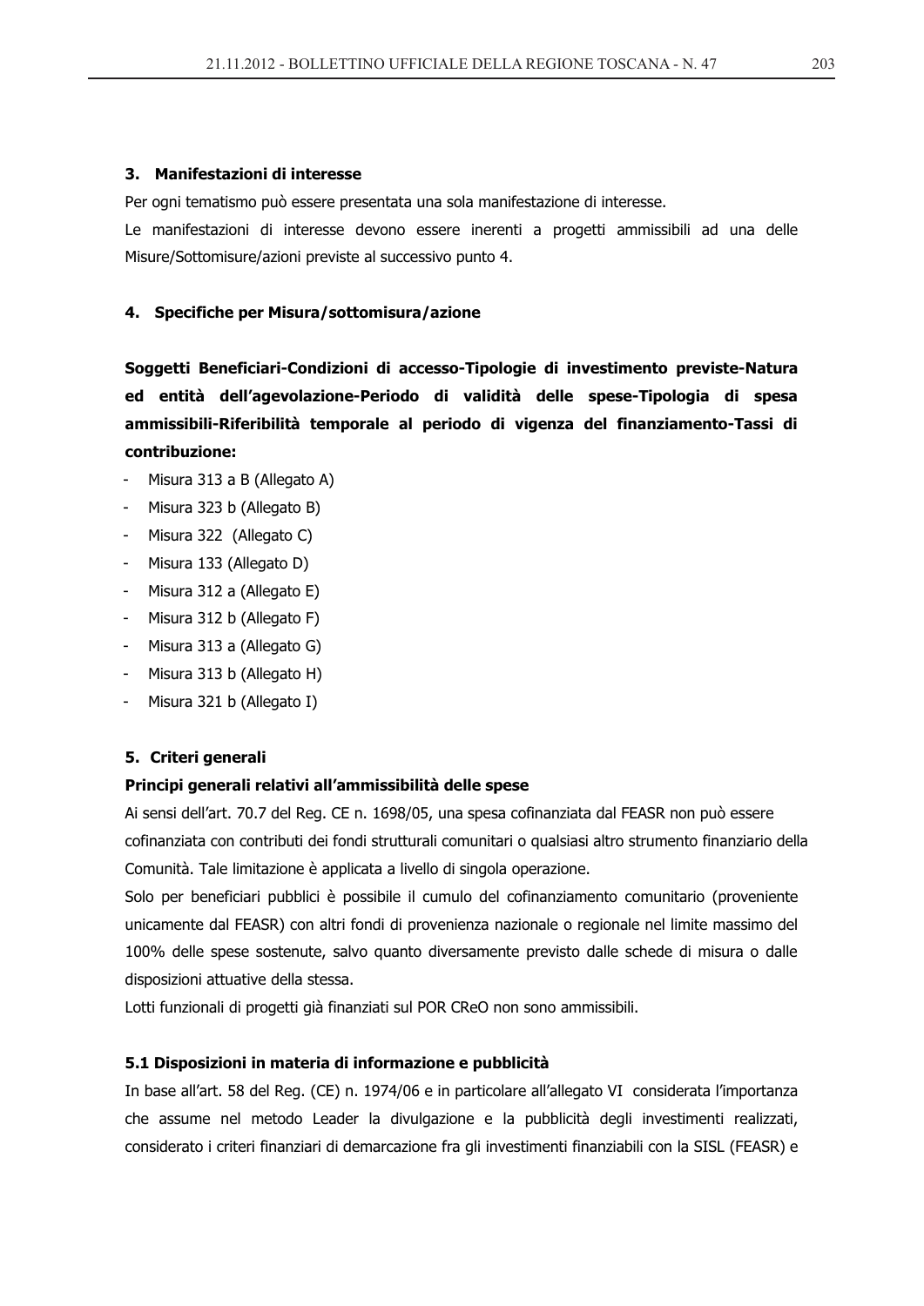### 3. Manifestazioni di interesse

Per ogni tematismo può essere presentata una sola manifestazione di interesse.

Le manifestazioni di interesse devono essere inerenti a progetti ammissibili ad una delle Misure/Sottomisure/azioni previste al successivo punto 4.

### 4. Specifiche per Misura/sottomisura/azione

**Soggetti Beneficiari-Condizioni di accesso-Tipologie di investimento previste-Natura ed entità dell'agevolazione-Periodo di validità delle spese-Tipologia di spesa ammissibili-Riferibilità temporale al periodo di vigenza del finanziamento-Tassi di contribuzione:**

- Misura 313 a B (Allegato A)
- Misura 323 b (Allegato B)
- Misura 322 (Allegato C)
- Misura 133 (Allegato D)
- Misura 312 a (Allegato E)
- Misura 312 b (Allegato F)
- Misura 313 a (Allegato G)
- Misura 313 b (Allegato H)
- Misura 321 b (Allegato I)

### 5. Criteri generali

**Principi generali relativi all'ammissibilità delle spese**

Ai sensi dell'art. 70.7 del Reg. CE n. 1698/05, una spesa cofinanziata dal FEASR non può essere cofinanziata con contributi dei fondi strutturali comunitari o qualsiasi altro strumento finanziario della Comunità. Tale limitazione è applicata a livello di singola operazione.

Solo per beneficiari pubblici è possibile il cumulo del cofinanziamento comunitario (proveniente unicamente dal FEASR) con altri fondi di provenienza nazionale o regionale nel limite massimo del 100% delle spese sostenute, salvo quanto diversamente previsto dalle schede di misura o dalle disposizioni attuative della stessa.

Lotti funzionali di progetti già finanziati sul POR CReO non sono ammissibili.

### 5.1 Disposizioni in materia di informazione e pubblicità

In base all'art. 58 del Reg. (CE) n. 1974/06 e in particolare all'allegato VI considerata l'importanza che assume nel metodo Leader la divulgazione e la pubblicità degli investimenti realizzati, considerato i criteri finanziari di demarcazione fra gli investimenti finanziabili con la SISL (FEASR) e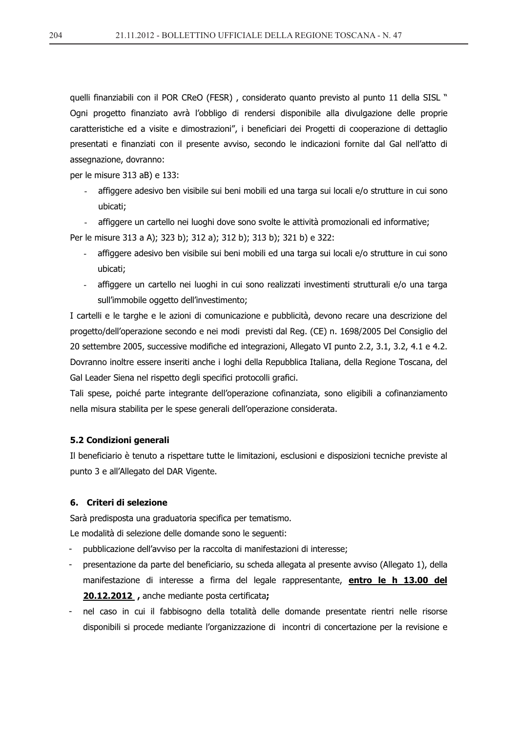quelli finanziabili con il POR CReO (FESR) , considerato quanto previsto al punto 11 della SISL " Ogni progetto finanziato avrà l'obbligo di rendersi disponibile alla divulgazione delle proprie caratteristiche ed a visite e dimostrazioni", i beneficiari dei Progetti di cooperazione di dettaglio presentati e finanziati con il presente avviso, secondo le indicazioni fornite dal Gal nell'atto di assegnazione, dovranno:

per le misure 313 aB) e 133:

- affiggere adesivo ben visibile sui beni mobili ed una targa sui locali e/o strutture in cui sono ubicati;
- affiggere un cartello nei luoghi dove sono svolte le attività promozionali ed informative;

Per le misure 313 a A); 323 b); 312 a); 312 b); 313 b); 321 b) e 322:

- affiggere adesivo ben visibile sui beni mobili ed una targa sui locali e/o strutture in cui sono ubicati;
- affiggere un cartello nei luoghi in cui sono realizzati investimenti strutturali e/o una targa sull'immobile oggetto dell'investimento;

I cartelli e le targhe e le azioni di comunicazione e pubblicità, devono recare una descrizione del progetto/dell'operazione secondo e nei modi previsti dal Reg. (CE) n. 1698/2005 Del Consiglio del 20 settembre 2005, successive modifiche ed integrazioni, Allegato VI punto 2.2, 3.1, 3.2, 4.1 e 4.2. Dovranno inoltre essere inseriti anche i loghi della Repubblica Italiana, della Regione Toscana, del Gal Leader Siena nel rispetto degli specifici protocolli grafici.

Tali spese, poiché parte integrante dell'operazione cofinanziata, sono eligibili a cofinanziamento nella misura stabilita per le spese generali dell'operazione considerata.

### 5.2 Condizioni generali

Il beneficiario è tenuto a rispettare tutte le limitazioni, esclusioni e disposizioni tecniche previste al punto 3 e all'Allegato del DAR Vigente.

## 6. Criteri di selezione

Sarà predisposta una graduatoria specifica per tematismo.

Le modalità di selezione delle domande sono le seguenti:

- pubblicazione dell'avviso per la raccolta di manifestazioni di interesse;
- presentazione da parte del beneficiario, su scheda allegata al presente avviso (Allegato 1), della manifestazione di interesse a firma del legale rappresentante, **entro le h 13.00 del 20.12.2012 ,** anche mediante posta certificata**;**
- nel caso in cui il fabbisogno della totalità delle domande presentate rientri nelle risorse disponibili si procede mediante l'organizzazione di incontri di concertazione per la revisione e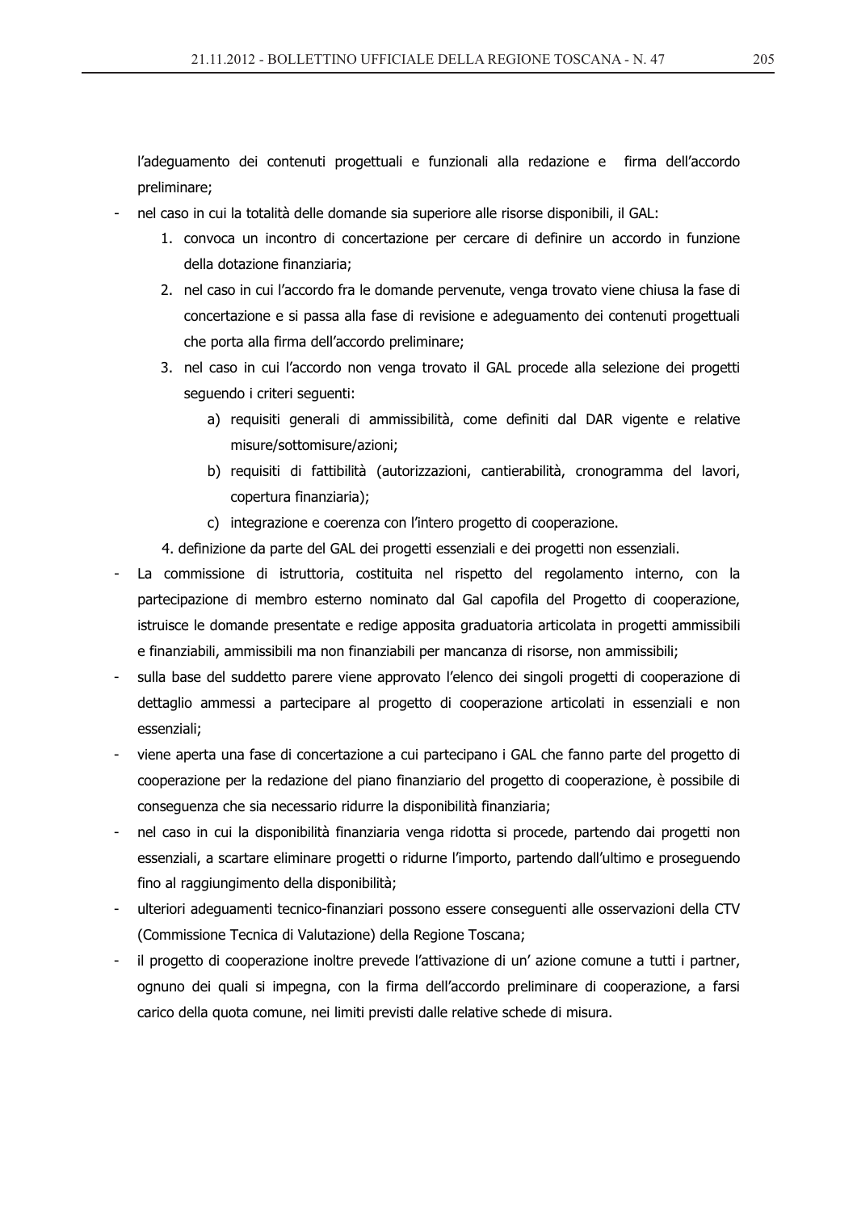l'adeguamento dei contenuti progettuali e funzionali alla redazione e firma dell'accordo preliminare;

- nel caso in cui la totalità delle domande sia superiore alle risorse disponibili, il GAL:
    1. convoca un incontro di concertazione per cercare di definire un accordo in funzione della dotazione finanziaria;
    2. nel caso in cui l'accordo fra le domande pervenute, venga trovato viene chiusa la fase di concertazione e si passa alla fase di revisione e adeguamento dei contenuti progettuali che porta alla firma dell'accordo preliminare;
    3. nel caso in cui l'accordo non venga trovato il GAL procede alla selezione dei progetti seguendo i criteri seguenti:
        a) requisiti generali di ammissibilità, come definiti dal DAR vigente e relative misure/sottomisure/azioni;
        b) requisiti di fattibilità (autorizzazioni, cantierabilità, cronogramma del lavori, copertura finanziaria);
        c) integrazione e coerenza con l'intero progetto di cooperazione.
    4. definizione da parte del GAL dei progetti essenziali e dei progetti non essenziali.
- La commissione di istruttoria, costituita nel rispetto del regolamento interno, con la partecipazione di membro esterno nominato dal Gal capofila del Progetto di cooperazione, istruisce le domande presentate e redige apposita graduatoria articolata in progetti ammissibili e finanziabili, ammissibili ma non finanziabili per mancanza di risorse, non ammissibili;
- sulla base del suddetto parere viene approvato l'elenco dei singoli progetti di cooperazione di dettaglio ammessi a partecipare al progetto di cooperazione articolati in essenziali e non essenziali;
- viene aperta una fase di concertazione a cui partecipano i GAL che fanno parte del progetto di cooperazione per la redazione del piano finanziario del progetto di cooperazione, è possibile di conseguenza che sia necessario ridurre la disponibilità finanziaria;
- nel caso in cui la disponibilità finanziaria venga ridotta si procede, partendo dai progetti non essenziali, a scartare eliminare progetti o ridurne l'importo, partendo dall'ultimo e proseguendo fino al raggiungimento della disponibilità;
- ulteriori adeguamenti tecnico-finanziari possono essere conseguenti alle osservazioni della CTV (Commissione Tecnica di Valutazione) della Regione Toscana;
- il progetto di cooperazione inoltre prevede l'attivazione di un' azione comune a tutti i partner, ognuno dei quali si impegna, con la firma dell'accordo preliminare di cooperazione, a farsi carico della quota comune, nei limiti previsti dalle relative schede di misura.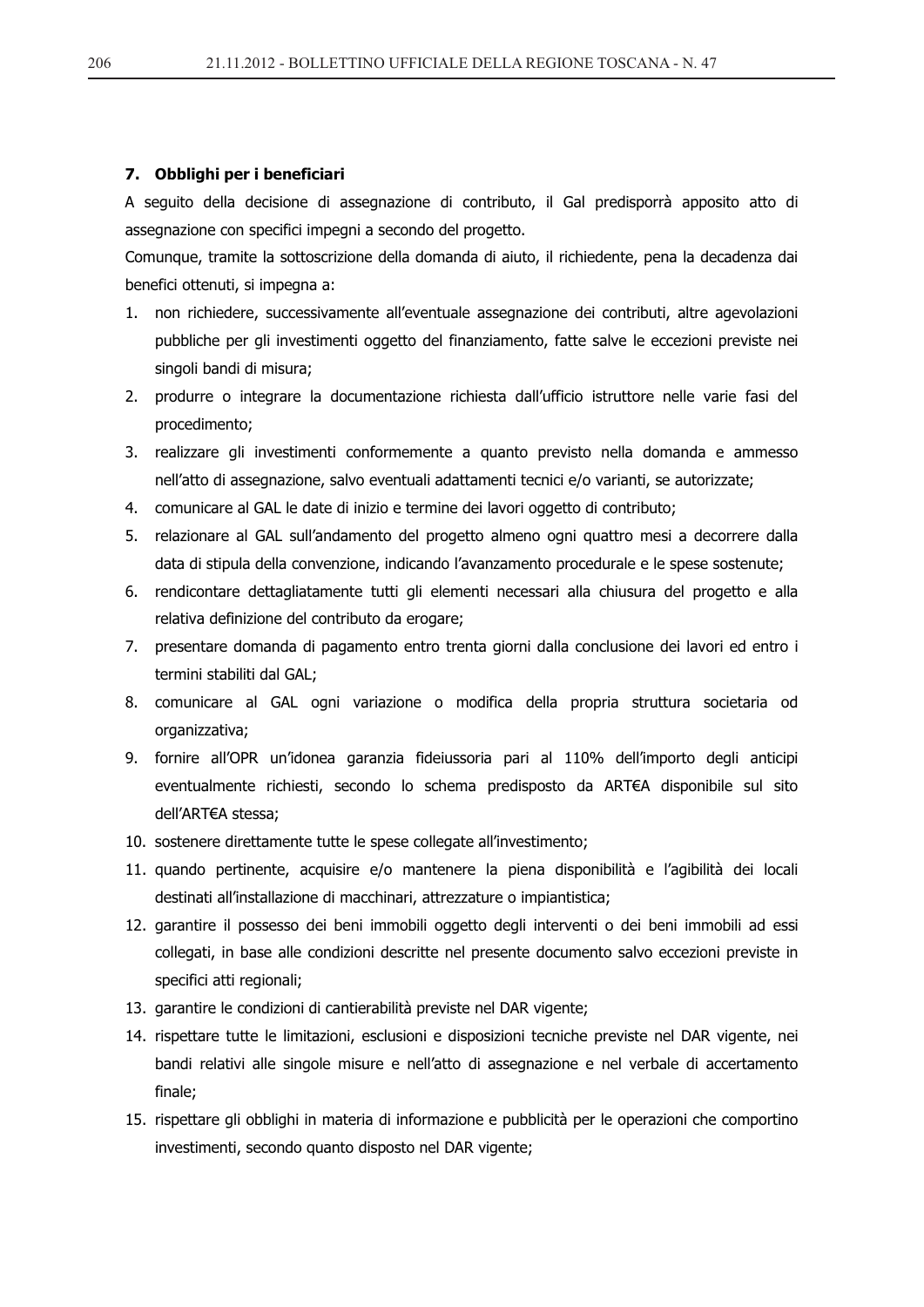### 7. Obblighi per i beneficiari

A seguito della decisione di assegnazione di contributo, il Gal predisporrà apposito atto di assegnazione con specifici impegni a secondo del progetto.

Comunque, tramite la sottoscrizione della domanda di aiuto, il richiedente, pena la decadenza dai benefici ottenuti, si impegna a:

1. non richiedere, successivamente all'eventuale assegnazione dei contributi, altre agevolazioni pubbliche per gli investimenti oggetto del finanziamento, fatte salve le eccezioni previste nei singoli bandi di misura;
2. produrre o integrare la documentazione richiesta dall'ufficio istruttore nelle varie fasi del procedimento;
3. realizzare gli investimenti conformemente a quanto previsto nella domanda e ammesso nell'atto di assegnazione, salvo eventuali adattamenti tecnici e/o varianti, se autorizzate;
4. comunicare al GAL le date di inizio e termine dei lavori oggetto di contributo;
5. relazionare al GAL sull'andamento del progetto almeno ogni quattro mesi a decorrere dalla data di stipula della convenzione, indicando l'avanzamento procedurale e le spese sostenute;
6. rendicontare dettagliatamente tutti gli elementi necessari alla chiusura del progetto e alla relativa definizione del contributo da erogare;
7. presentare domanda di pagamento entro trenta giorni dalla conclusione dei lavori ed entro i termini stabiliti dal GAL;
8. comunicare al GAL ogni variazione o modifica della propria struttura societaria od organizzativa;
9. fornire all'OPR un'idonea garanzia fideiussoria pari al 110% dell'importo degli anticipi eventualmente richiesti, secondo lo schema predisposto da ART€A disponibile sul sito dell'ART€A stessa;
10. sostenere direttamente tutte le spese collegate all'investimento;
11. quando pertinente, acquisire e/o mantenere la piena disponibilità e l'agibilità dei locali destinati all'installazione di macchinari, attrezzature o impiantistica;
12. garantire il possesso dei beni immobili oggetto degli interventi o dei beni immobili ad essi collegati, in base alle condizioni descritte nel presente documento salvo eccezioni previste in specifici atti regionali;
13. garantire le condizioni di cantierabilità previste nel DAR vigente;
14. rispettare tutte le limitazioni, esclusioni e disposizioni tecniche previste nel DAR vigente, nei bandi relativi alle singole misure e nell'atto di assegnazione e nel verbale di accertamento finale;
15. rispettare gli obblighi in materia di informazione e pubblicità per le operazioni che comportino investimenti, secondo quanto disposto nel DAR vigente;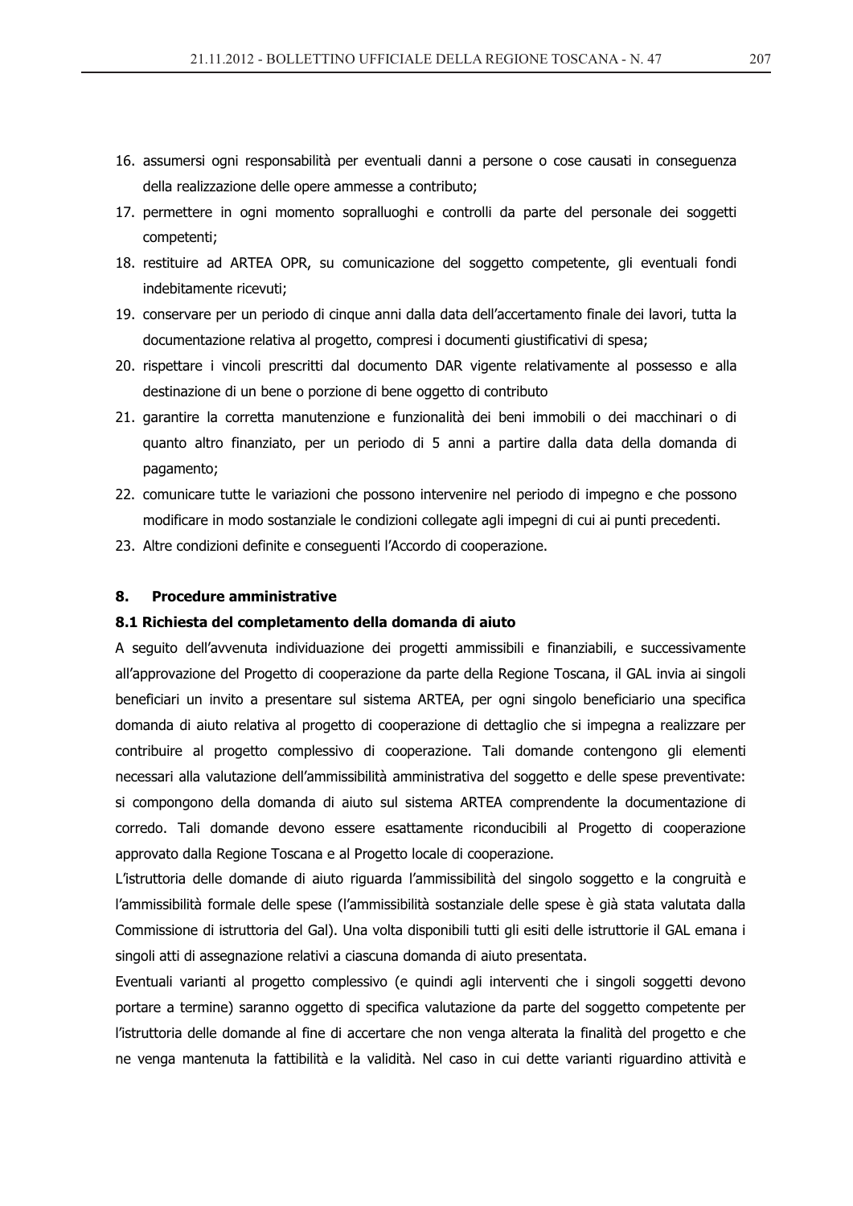16. assumersi ogni responsabilità per eventuali danni a persone o cose causati in conseguenza della realizzazione delle opere ammesse a contributo;
17. permettere in ogni momento sopralluoghi e controlli da parte del personale dei soggetti competenti;
18. restituire ad ARTEA OPR, su comunicazione del soggetto competente, gli eventuali fondi indebitamente ricevuti;
19. conservare per un periodo di cinque anni dalla data dell'accertamento finale dei lavori, tutta la documentazione relativa al progetto, compresi i documenti giustificativi di spesa;
20. rispettare i vincoli prescritti dal documento DAR vigente relativamente al possesso e alla destinazione di un bene o porzione di bene oggetto di contributo
21. garantire la corretta manutenzione e funzionalità dei beni immobili o dei macchinari o di quanto altro finanziato, per un periodo di 5 anni a partire dalla data della domanda di pagamento;
22. comunicare tutte le variazioni che possono intervenire nel periodo di impegno e che possono modificare in modo sostanziale le condizioni collegate agli impegni di cui ai punti precedenti.
23. Altre condizioni definite e conseguenti l'Accordo di cooperazione.

## 8. Procedure amministrative

### 8.1 Richiesta del completamento della domanda di aiuto

A seguito dell'avvenuta individuazione dei progetti ammissibili e finanziabili, e successivamente all'approvazione del Progetto di cooperazione da parte della Regione Toscana, il GAL invia ai singoli beneficiari un invito a presentare sul sistema ARTEA, per ogni singolo beneficiario una specifica domanda di aiuto relativa al progetto di cooperazione di dettaglio che si impegna a realizzare per contribuire al progetto complessivo di cooperazione. Tali domande contengono gli elementi necessari alla valutazione dell'ammissibilità amministrativa del soggetto e delle spese preventivate: si compongono della domanda di aiuto sul sistema ARTEA comprendente la documentazione di corredo. Tali domande devono essere esattamente riconducibili al Progetto di cooperazione approvato dalla Regione Toscana e al Progetto locale di cooperazione.

L'istruttoria delle domande di aiuto riguarda l'ammissibilità del singolo soggetto e la congruità e l'ammissibilità formale delle spese (l'ammissibilità sostanziale delle spese è già stata valutata dalla Commissione di istruttoria del Gal). Una volta disponibili tutti gli esiti delle istruttorie il GAL emana i singoli atti di assegnazione relativi a ciascuna domanda di aiuto presentata.

Eventuali varianti al progetto complessivo (e quindi agli interventi che i singoli soggetti devono portare a termine) saranno oggetto di specifica valutazione da parte del soggetto competente per l'istruttoria delle domande al fine di accertare che non venga alterata la finalità del progetto e che ne venga mantenuta la fattibilità e la validità. Nel caso in cui dette varianti riguardino attività e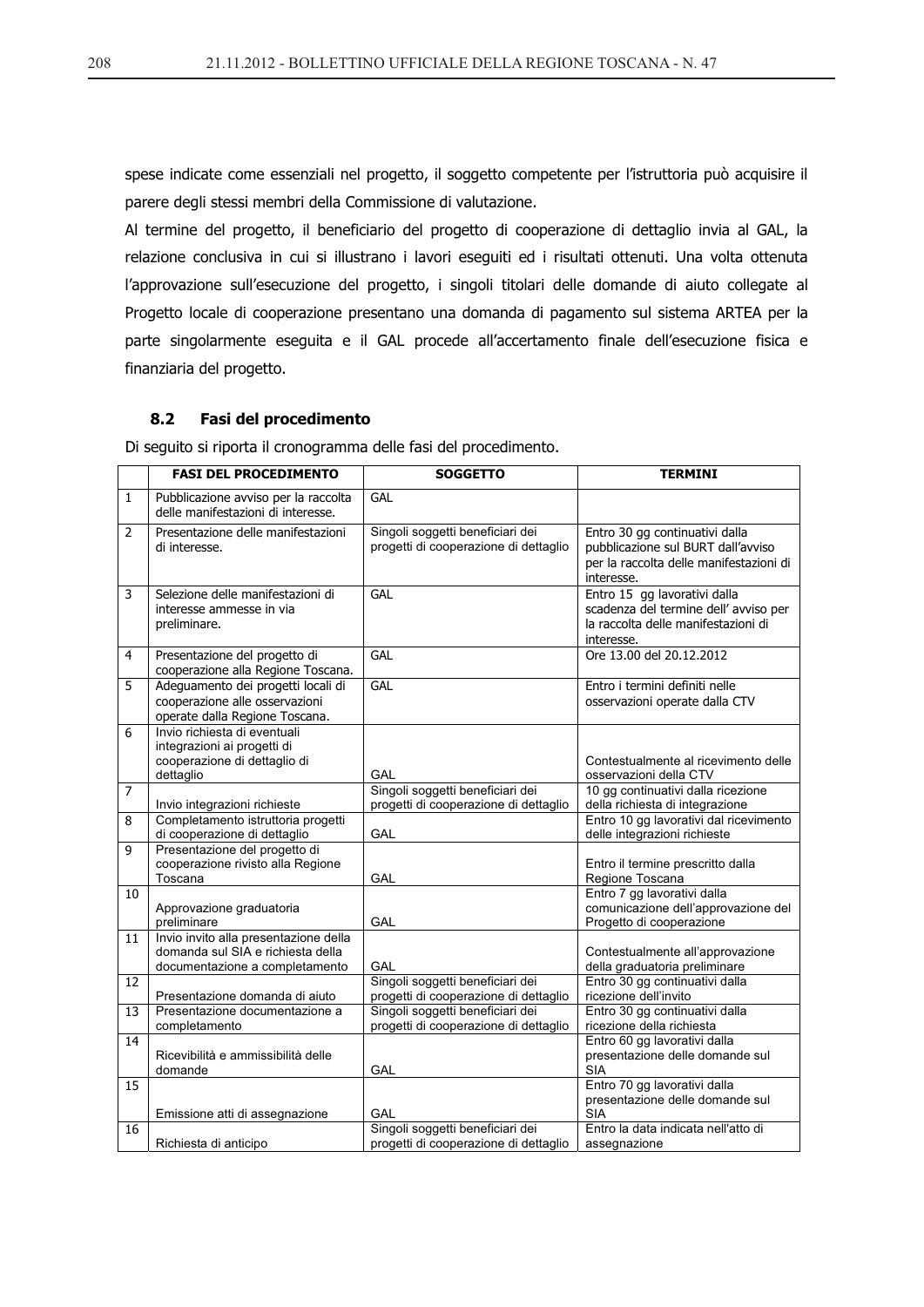spese indicate come essenziali nel progetto, il soggetto competente per l'istruttoria può acquisire il parere degli stessi membri della Commissione di valutazione.

Al termine del progetto, il beneficiario del progetto di cooperazione di dettaglio invia al GAL, la relazione conclusiva in cui si illustrano i lavori eseguiti ed i risultati ottenuti. Una volta ottenuta l'approvazione sull'esecuzione del progetto, i singoli titolari delle domande di aiuto collegate al Progetto locale di cooperazione presentano una domanda di pagamento sul sistema ARTEA per la parte singolarmente eseguita e il GAL procede all'accertamento finale dell'esecuzione fisica e finanziaria del progetto.

### 8.2 Fasi del procedimento

Di seguito si riporta il cronogramma delle fasi del procedimento.

| | FASI DEL PROCEDIMENTO | SOGGETTO | TERMINI |
|---|---|---|---|
| 1 | Pubblicazione avviso per la raccolta delle manifestazioni di interesse. | GAL | |
| 2 | Presentazione delle manifestazioni di interesse. | Singoli soggetti beneficiari dei progetti di cooperazione di dettaglio | Entro 30 gg continuativi dalla pubblicazione sul BURT dall'avviso per la raccolta delle manifestazioni di interesse. |
| 3 | Selezione delle manifestazioni di interesse ammesse in via preliminare. | GAL | Entro 15 gg lavorativi dalla scadenza del termine dell' avviso per la raccolta delle manifestazioni di interesse. |
| 4 | Presentazione del progetto di cooperazione alla Regione Toscana. | GAL | Ore 13.00 del 20.12.2012 |
| 5 | Adeguamento dei progetti locali di cooperazione alle osservazioni operate dalla Regione Toscana. | GAL | Entro i termini definiti nelle osservazioni operate dalla CTV |
| 6 | Invio richiesta di eventuali integrazioni ai progetti di cooperazione di dettaglio di dettaglio | GAL | Contestualmente al ricevimento delle osservazioni della CTV |
| 7 | Invio integrazioni richieste | Singoli soggetti beneficiari dei progetti di cooperazione di dettaglio | 10 gg continuativi dalla ricezione della richiesta di integrazione |
| 8 | Completamento istruttoria progetti di cooperazione di dettaglio | GAL | Entro 10 gg lavorativi dal ricevimento delle integrazioni richieste |
| 9 | Presentazione del progetto di cooperazione rivisto alla Regione Toscana | GAL | Entro il termine prescritto dalla Regione Toscana |
| 10 | Approvazione graduatoria preliminare | GAL | Entro 7 gg lavorativi dalla comunicazione dell'approvazione del Progetto di cooperazione |
| 11 | Invio invito alla presentazione della domanda sul SIA e richiesta della documentazione a completamento | GAL | Contestualmente all'approvazione della graduatoria preliminare |
| 12 | Presentazione domanda di aiuto | Singoli soggetti beneficiari dei progetti di cooperazione di dettaglio | Entro 30 gg continuativi dalla ricezione dell'invito |
| 13 | Presentazione documentazione a completamento | Singoli soggetti beneficiari dei progetti di cooperazione di dettaglio | Entro 30 gg continuativi dalla ricezione della richiesta |
| 14 | Ricevibilità e ammissibilità delle domande | GAL | Entro 60 gg lavorativi dalla presentazione delle domande sul SIA |
| 15 | Emissione atti di assegnazione | GAL | Entro 70 gg lavorativi dalla presentazione delle domande sul SIA |
| 16 | Richiesta di anticipo | Singoli soggetti beneficiari dei progetti di cooperazione di dettaglio | Entro la data indicata nell'atto di assegnazione |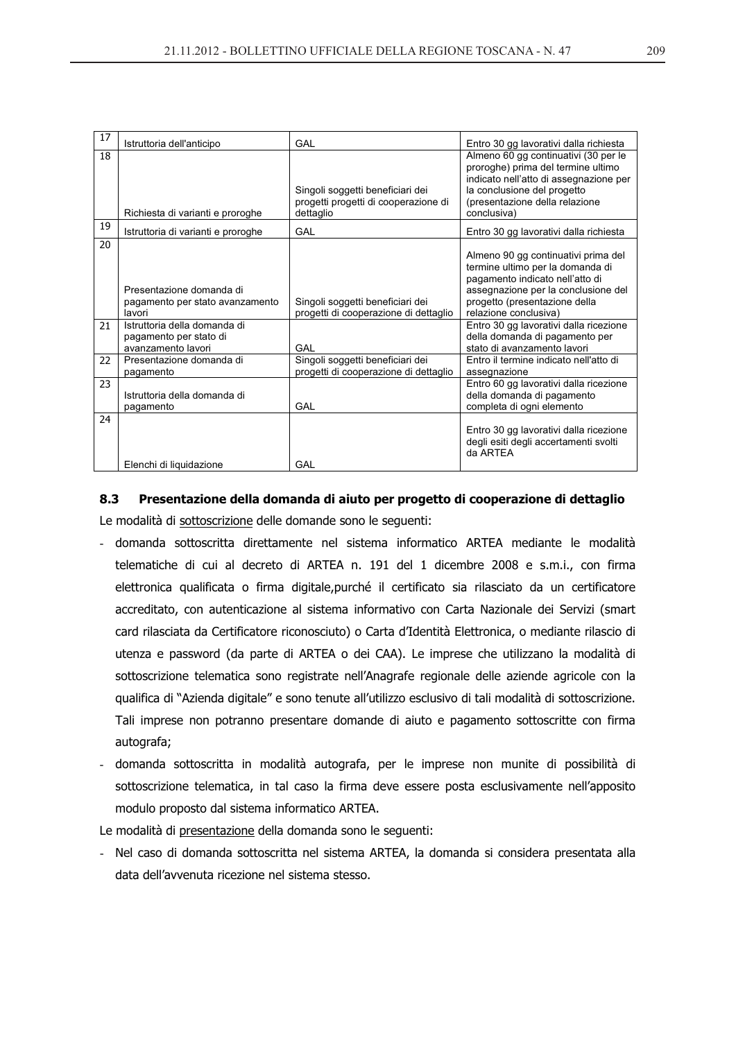| 17 | Istruttoria dell'anticipo | GAL | Entro 30 gg lavorativi dalla richiesta |
|---|---|---|---|
| 18 | Richiesta di varianti e proroghe | Singoli soggetti beneficiari dei progetti progetti di cooperazione di dettaglio | Almeno 60 gg continuativi (30 per le proroghe) prima del termine ultimo indicato nell'atto di assegnazione per la conclusione del progetto (presentazione della relazione conclusiva) |
| 19 | Istruttoria di varianti e proroghe | GAL | Entro 30 gg lavorativi dalla richiesta |
| 20 | Presentazione domanda di pagamento per stato avanzamento lavori | Singoli soggetti beneficiari dei progetti di cooperazione di dettaglio | Almeno 90 gg continuativi prima del termine ultimo per la domanda di pagamento indicato nell'atto di assegnazione per la conclusione del progetto (presentazione della relazione conclusiva) |
| 21 | Istruttoria della domanda di pagamento per stato di avanzamento lavori | GAL | Entro 30 gg lavorativi dalla ricezione della domanda di pagamento per stato di avanzamento lavori |
| 22 | Presentazione domanda di pagamento | Singoli soggetti beneficiari dei progetti di cooperazione di dettaglio | Entro il termine indicato nell'atto di assegnazione |
| 23 | Istruttoria della domanda di pagamento | GAL | Entro 60 gg lavorativi dalla ricezione della domanda di pagamento completa di ogni elemento |
| 24 | Elenchi di liquidazione | GAL | Entro 30 gg lavorativi dalla ricezione degli esiti degli accertamenti svolti da ARTEA |

### 8.3 Presentazione della domanda di aiuto per progetto di cooperazione di dettaglio

Le modalità di sottoscrizione delle domande sono le seguenti:

- domanda sottoscritta direttamente nel sistema informatico ARTEA mediante le modalità telematiche di cui al decreto di ARTEA n. 191 del 1 dicembre 2008 e s.m.i., con firma elettronica qualificata o firma digitale,purché il certificato sia rilasciato da un certificatore accreditato, con autenticazione al sistema informativo con Carta Nazionale dei Servizi (smart card rilasciata da Certificatore riconosciuto) o Carta d'Identità Elettronica, o mediante rilascio di utenza e password (da parte di ARTEA o dei CAA). Le imprese che utilizzano la modalità di sottoscrizione telematica sono registrate nell'Anagrafe regionale delle aziende agricole con la qualifica di "Azienda digitale" e sono tenute all'utilizzo esclusivo di tali modalità di sottoscrizione. Tali imprese non potranno presentare domande di aiuto e pagamento sottoscritte con firma autografa;
- domanda sottoscritta in modalità autografa, per le imprese non munite di possibilità di sottoscrizione telematica, in tal caso la firma deve essere posta esclusivamente nell'apposito modulo proposto dal sistema informatico ARTEA.

Le modalità di presentazione della domanda sono le seguenti:

- Nel caso di domanda sottoscritta nel sistema ARTEA, la domanda si considera presentata alla data dell'avvenuta ricezione nel sistema stesso.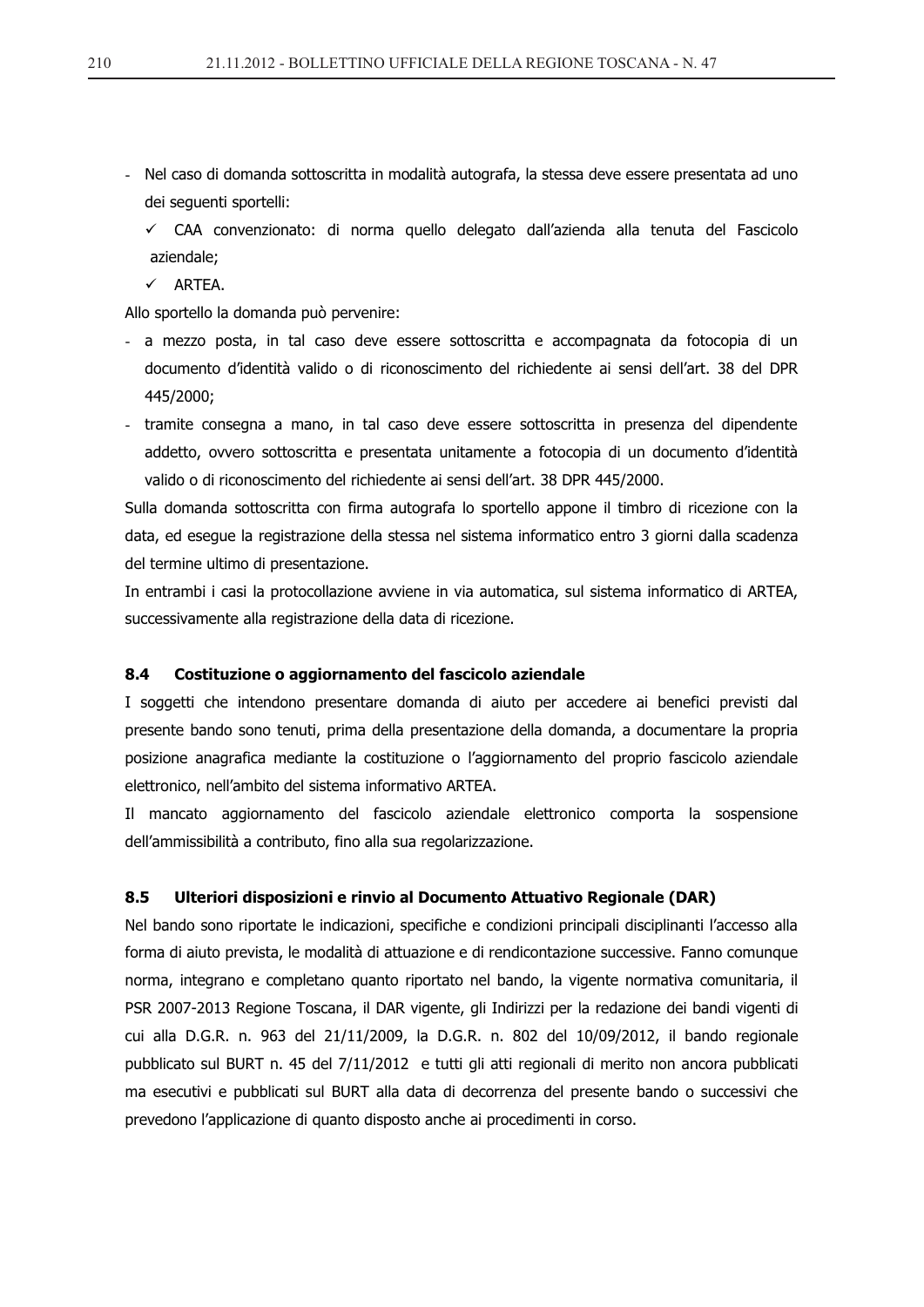- Nel caso di domanda sottoscritta in modalità autografa, la stessa deve essere presentata ad uno dei seguenti sportelli:
  - ✓ CAA convenzionato: di norma quello delegato dall'azienda alla tenuta del Fascicolo aziendale;
  - ✓ ARTEA.

Allo sportello la domanda può pervenire:

- a mezzo posta, in tal caso deve essere sottoscritta e accompagnata da fotocopia di un documento d'identità valido o di riconoscimento del richiedente ai sensi dell'art. 38 del DPR 445/2000;
- tramite consegna a mano, in tal caso deve essere sottoscritta in presenza del dipendente addetto, ovvero sottoscritta e presentata unitamente a fotocopia di un documento d'identità valido o di riconoscimento del richiedente ai sensi dell'art. 38 DPR 445/2000.

Sulla domanda sottoscritta con firma autografa lo sportello appone il timbro di ricezione con la data, ed esegue la registrazione della stessa nel sistema informatico entro 3 giorni dalla scadenza del termine ultimo di presentazione.

In entrambi i casi la protocollazione avviene in via automatica, sul sistema informatico di ARTEA, successivamente alla registrazione della data di ricezione.

### 8.4 Costituzione o aggiornamento del fascicolo aziendale

I soggetti che intendono presentare domanda di aiuto per accedere ai benefici previsti dal presente bando sono tenuti, prima della presentazione della domanda, a documentare la propria posizione anagrafica mediante la costituzione o l'aggiornamento del proprio fascicolo aziendale elettronico, nell'ambito del sistema informativo ARTEA.

Il mancato aggiornamento del fascicolo aziendale elettronico comporta la sospensione dell'ammissibilità a contributo, fino alla sua regolarizzazione.

### 8.5 Ulteriori disposizioni e rinvio al Documento Attuativo Regionale (DAR)

Nel bando sono riportate le indicazioni, specifiche e condizioni principali disciplinanti l'accesso alla forma di aiuto prevista, le modalità di attuazione e di rendicontazione successive. Fanno comunque norma, integrano e completano quanto riportato nel bando, la vigente normativa comunitaria, il PSR 2007-2013 Regione Toscana, il DAR vigente, gli Indirizzi per la redazione dei bandi vigenti di cui alla D.G.R. n. 963 del 21/11/2009, la D.G.R. n. 802 del 10/09/2012, il bando regionale pubblicato sul BURT n. 45 del 7/11/2012 e tutti gli atti regionali di merito non ancora pubblicati ma esecutivi e pubblicati sul BURT alla data di decorrenza del presente bando o successivi che prevedono l'applicazione di quanto disposto anche ai procedimenti in corso.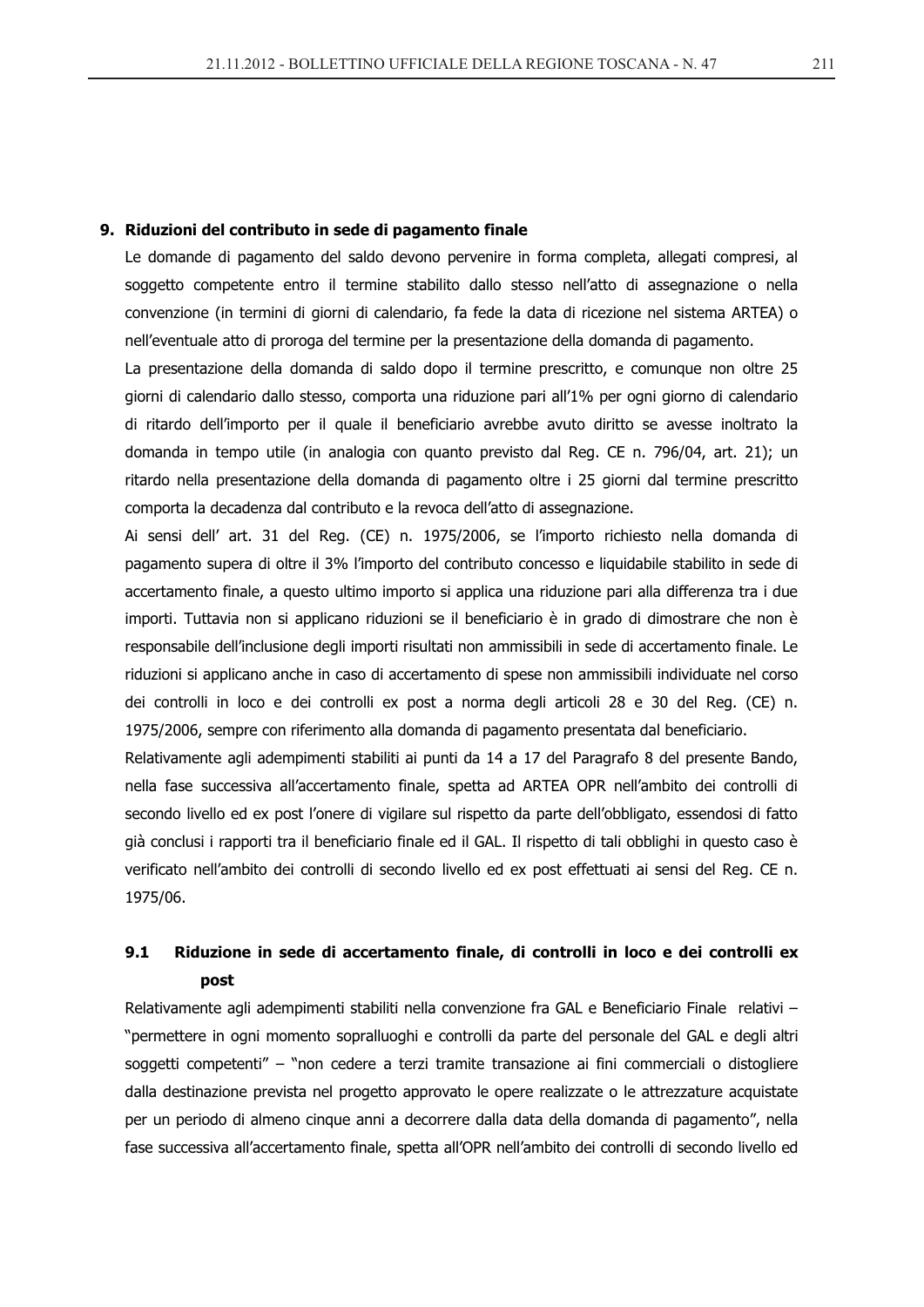## 9. Riduzioni del contributo in sede di pagamento finale

Le domande di pagamento del saldo devono pervenire in forma completa, allegati compresi, al soggetto competente entro il termine stabilito dallo stesso nell'atto di assegnazione o nella convenzione (in termini di giorni di calendario, fa fede la data di ricezione nel sistema ARTEA) o nell'eventuale atto di proroga del termine per la presentazione della domanda di pagamento.

La presentazione della domanda di saldo dopo il termine prescritto, e comunque non oltre 25 giorni di calendario dallo stesso, comporta una riduzione pari all'1% per ogni giorno di calendario di ritardo dell'importo per il quale il beneficiario avrebbe avuto diritto se avesse inoltrato la domanda in tempo utile (in analogia con quanto previsto dal Reg. CE n. 796/04, art. 21); un ritardo nella presentazione della domanda di pagamento oltre i 25 giorni dal termine prescritto comporta la decadenza dal contributo e la revoca dell'atto di assegnazione.

Ai sensi dell' art. 31 del Reg. (CE) n. 1975/2006, se l'importo richiesto nella domanda di pagamento supera di oltre il 3% l'importo del contributo concesso e liquidabile stabilito in sede di accertamento finale, a questo ultimo importo si applica una riduzione pari alla differenza tra i due importi. Tuttavia non si applicano riduzioni se il beneficiario è in grado di dimostrare che non è responsabile dell'inclusione degli importi risultati non ammissibili in sede di accertamento finale. Le riduzioni si applicano anche in caso di accertamento di spese non ammissibili individuate nel corso dei controlli in loco e dei controlli ex post a norma degli articoli 28 e 30 del Reg. (CE) n. 1975/2006, sempre con riferimento alla domanda di pagamento presentata dal beneficiario.

Relativamente agli adempimenti stabiliti ai punti da 14 a 17 del Paragrafo 8 del presente Bando, nella fase successiva all'accertamento finale, spetta ad ARTEA OPR nell'ambito dei controlli di secondo livello ed ex post l'onere di vigilare sul rispetto da parte dell'obbligato, essendosi di fatto già conclusi i rapporti tra il beneficiario finale ed il GAL. Il rispetto di tali obblighi in questo caso è verificato nell'ambito dei controlli di secondo livello ed ex post effettuati ai sensi del Reg. CE n. 1975/06.

### 9.1 Riduzione in sede di accertamento finale, di controlli in loco e dei controlli ex post

Relativamente agli adempimenti stabiliti nella convenzione fra GAL e Beneficiario Finale relativi – "permettere in ogni momento sopralluoghi e controlli da parte del personale del GAL e degli altri soggetti competenti" – "non cedere a terzi tramite transazione ai fini commerciali o distogliere dalla destinazione prevista nel progetto approvato le opere realizzate o le attrezzature acquistate per un periodo di almeno cinque anni a decorrere dalla data della domanda di pagamento", nella fase successiva all'accertamento finale, spetta all'OPR nell'ambito dei controlli di secondo livello ed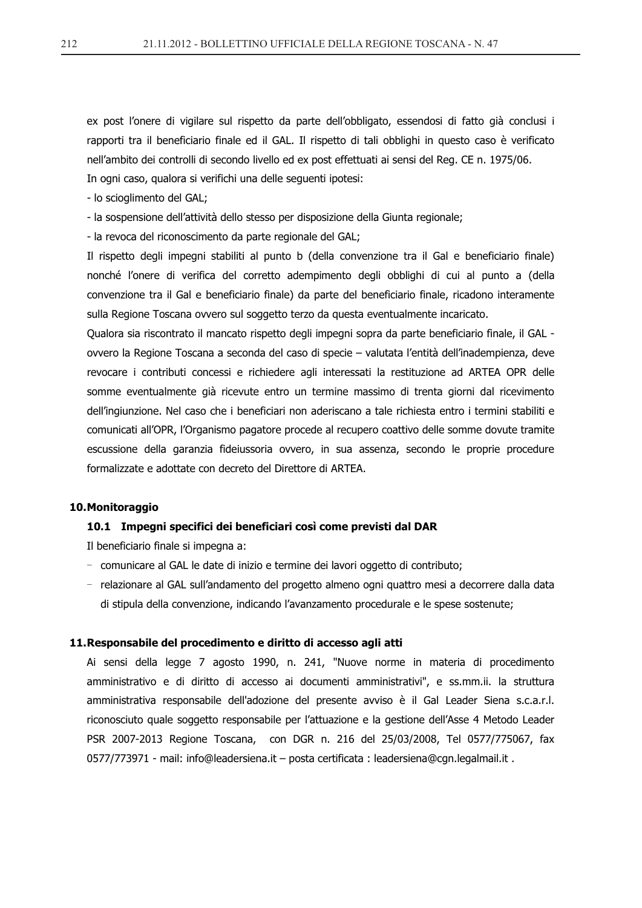ex post l'onere di vigilare sul rispetto da parte dell'obbligato, essendosi di fatto già conclusi i rapporti tra il beneficiario finale ed il GAL. Il rispetto di tali obblighi in questo caso è verificato nell'ambito dei controlli di secondo livello ed ex post effettuati ai sensi del Reg. CE n. 1975/06.

In ogni caso, qualora si verifichi una delle seguenti ipotesi:

- lo scioglimento del GAL;
- la sospensione dell'attività dello stesso per disposizione della Giunta regionale;
- la revoca del riconoscimento da parte regionale del GAL;

Il rispetto degli impegni stabiliti al punto b (della convenzione tra il Gal e beneficiario finale) nonché l'onere di verifica del corretto adempimento degli obblighi di cui al punto a (della convenzione tra il Gal e beneficiario finale) da parte del beneficiario finale, ricadono interamente sulla Regione Toscana ovvero sul soggetto terzo da questa eventualmente incaricato.

Qualora sia riscontrato il mancato rispetto degli impegni sopra da parte beneficiario finale, il GAL - ovvero la Regione Toscana a seconda del caso di specie – valutata l'entità dell'inadempienza, deve revocare i contributi concessi e richiedere agli interessati la restituzione ad ARTEA OPR delle somme eventualmente già ricevute entro un termine massimo di trenta giorni dal ricevimento dell'ingiunzione. Nel caso che i beneficiari non aderiscano a tale richiesta entro i termini stabiliti e comunicati all'OPR, l'Organismo pagatore procede al recupero coattivo delle somme dovute tramite escussione della garanzia fideiussoria ovvero, in sua assenza, secondo le proprie procedure formalizzate e adottate con decreto del Direttore di ARTEA.

## 10. Monitoraggio

### 10.1 Impegni specifici dei beneficiari così come previsti dal DAR

Il beneficiario finale si impegna a:

- comunicare al GAL le date di inizio e termine dei lavori oggetto di contributo;
- relazionare al GAL sull'andamento del progetto almeno ogni quattro mesi a decorrere dalla data di stipula della convenzione, indicando l'avanzamento procedurale e le spese sostenute;

## 11. Responsabile del procedimento e diritto di accesso agli atti

Ai sensi della legge 7 agosto 1990, n. 241, "Nuove norme in materia di procedimento amministrativo e di diritto di accesso ai documenti amministrativi", e ss.mm.ii. la struttura amministrativa responsabile dell'adozione del presente avviso è il Gal Leader Siena s.c.a.r.l. riconosciuto quale soggetto responsabile per l'attuazione e la gestione dell'Asse 4 Metodo Leader PSR 2007-2013 Regione Toscana, con DGR n. 216 del 25/03/2008, Tel 0577/775067, fax 0577/773971 - mail: info@leadersiena.it – posta certificata : leadersiena@cgn.legalmail.it .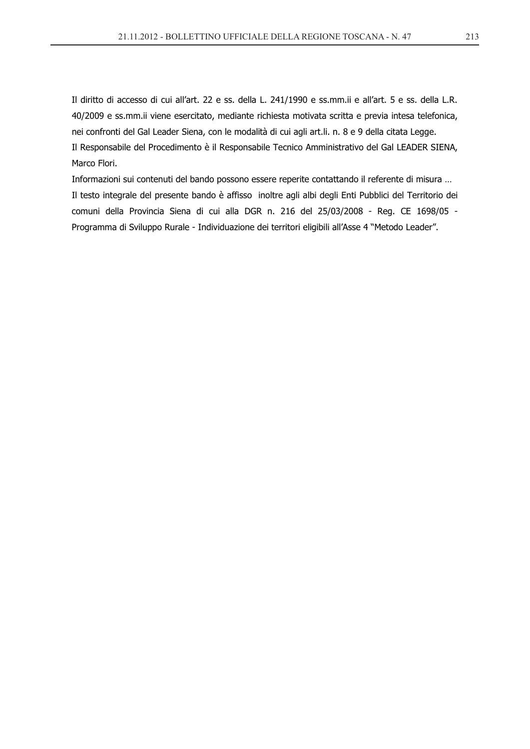Il diritto di accesso di cui all'art. 22 e ss. della L. 241/1990 e ss.mm.ii e all'art. 5 e ss. della L.R. 40/2009 e ss.mm.ii viene esercitato, mediante richiesta motivata scritta e previa intesa telefonica, nei confronti del Gal Leader Siena, con le modalità di cui agli art.li. n. 8 e 9 della citata Legge.

Il Responsabile del Procedimento è il Responsabile Tecnico Amministrativo del Gal LEADER SIENA, Marco Flori.

Informazioni sui contenuti del bando possono essere reperite contattando il referente di misura …

Il testo integrale del presente bando è affisso inoltre agli albi degli Enti Pubblici del Territorio dei comuni della Provincia Siena di cui alla DGR n. 216 del 25/03/2008 - Reg. CE 1698/05 - Programma di Sviluppo Rurale - Individuazione dei territori eligibili all'Asse 4 "Metodo Leader".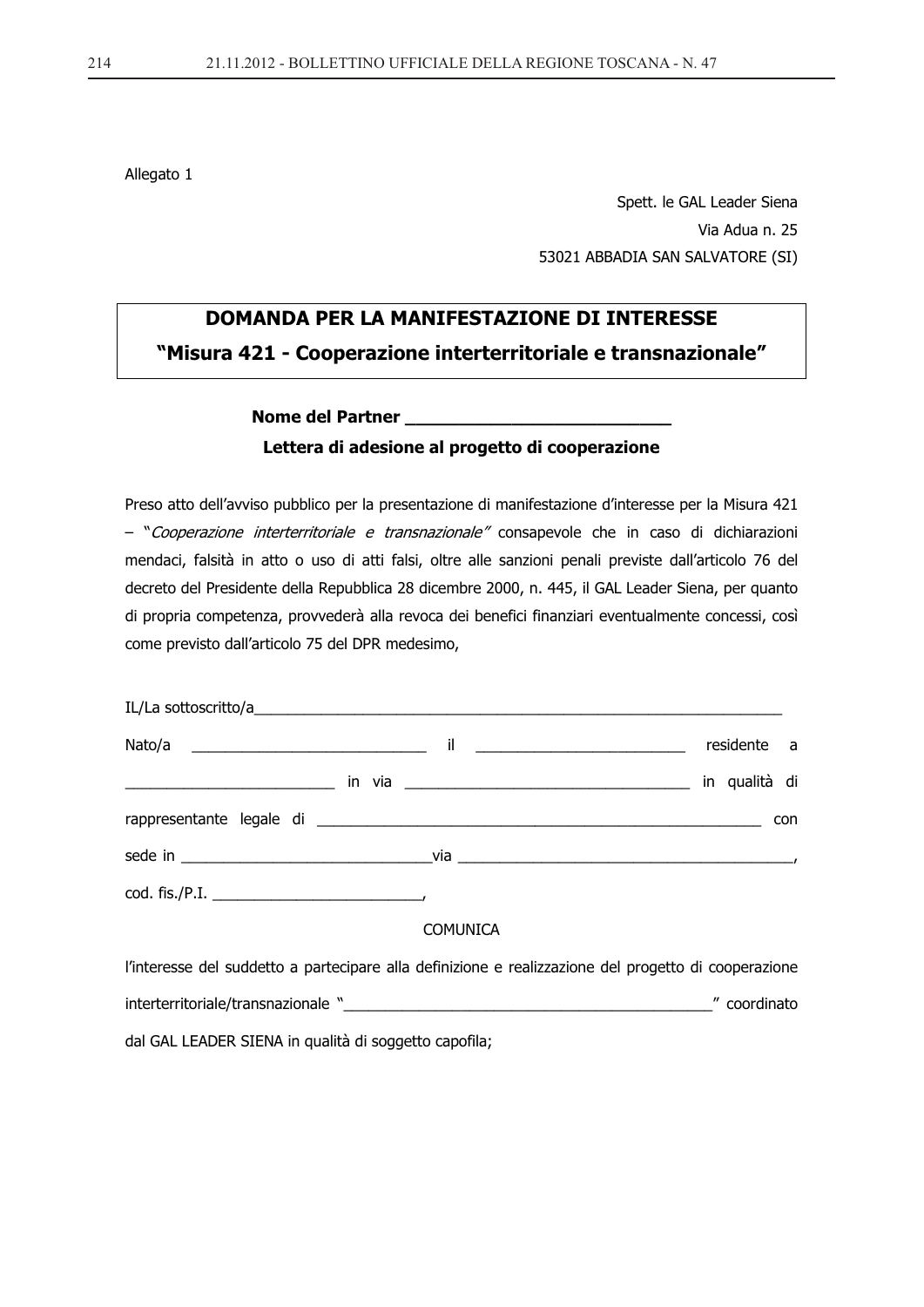Allegato 1

Spett. le GAL Leader Siena
Via Adua n. 25
53021 ABBADIA SAN SALVATORE (SI)

**DOMANDA PER LA MANIFESTAZIONE DI INTERESSE**
**"Misura 421 - Cooperazione interterritoriale e transnazionale"**

**Nome del Partner ___________________________**

**Lettera di adesione al progetto di cooperazione**

Preso atto dell'avviso pubblico per la presentazione di manifestazione d'interesse per la Misura 421 – "*Cooperazione interterritoriale e transnazionale"* consapevole che in caso di dichiarazioni mendaci, falsità in atto o uso di atti falsi, oltre alle sanzioni penali previste dall'articolo 76 del decreto del Presidente della Repubblica 28 dicembre 2000, n. 445, il GAL Leader Siena, per quanto di propria competenza, provvederà alla revoca dei benefici finanziari eventualmente concessi, così come previsto dall'articolo 75 del DPR medesimo,

IL/La sottoscritto/a_________________________________________________________________

Nato/a ____________________________ il _________________________ residente a _________________________ in via __________________________________ in qualità di rappresentante legale di ______________________________________________________ con sede in ______________________________via ________________________________________,

cod. fis./P.I. _________________________,

COMUNICA

l'interesse del suddetto a partecipare alla definizione e realizzazione del progetto di cooperazione interterritoriale/transnazionale "____________________________________________" coordinato dal GAL LEADER SIENA in qualità di soggetto capofila;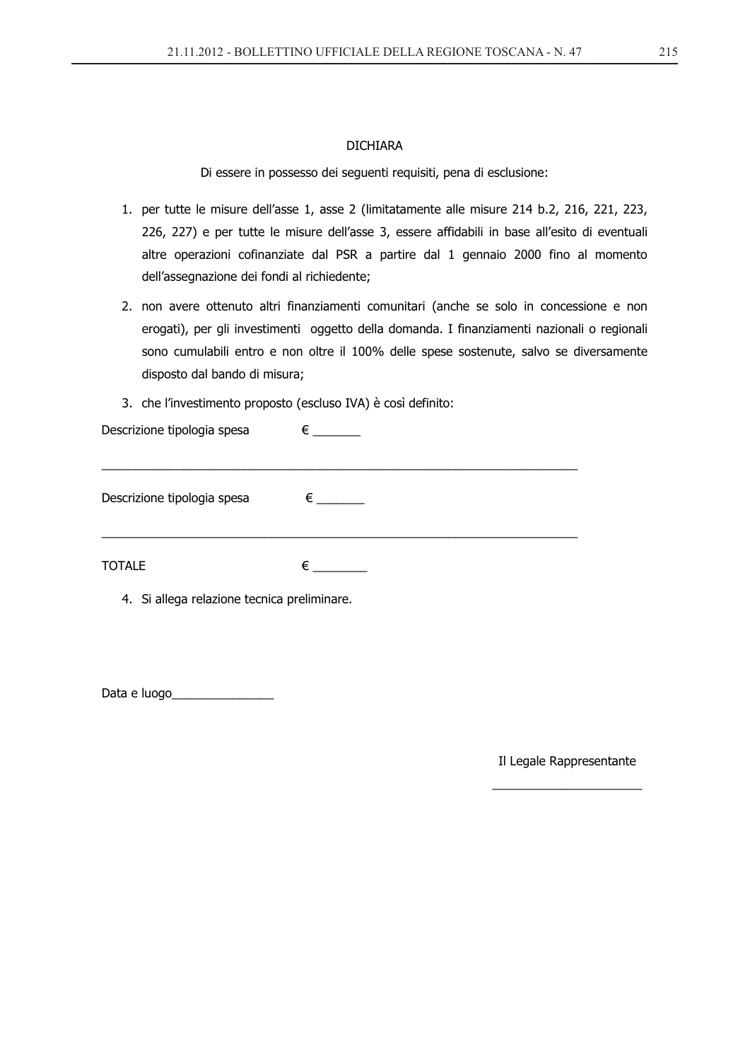DICHIARA

Di essere in possesso dei seguenti requisiti, pena di esclusione:

1. per tutte le misure dell'asse 1, asse 2 (limitatamente alle misure 214 b.2, 216, 221, 223, 226, 227) e per tutte le misure dell'asse 3, essere affidabili in base all'esito di eventuali altre operazioni cofinanziate dal PSR a partire dal 1 gennaio 2000 fino al momento dell'assegnazione dei fondi al richiedente;
2. non avere ottenuto altri finanziamenti comunitari (anche se solo in concessione e non erogati), per gli investimenti oggetto della domanda. I finanziamenti nazionali o regionali sono cumulabili entro e non oltre il 100% delle spese sostenute, salvo se diversamente disposto dal bando di misura;
3. che l'investimento proposto (escluso IVA) è così definito:

Descrizione tipologia spesa € _______

_________________________________________________________________________

Descrizione tipologia spesa € _______

_________________________________________________________________________

TOTALE € ________

4. Si allega relazione tecnica preliminare.

Data e luogo_______________

Il Legale Rappresentante

______________________